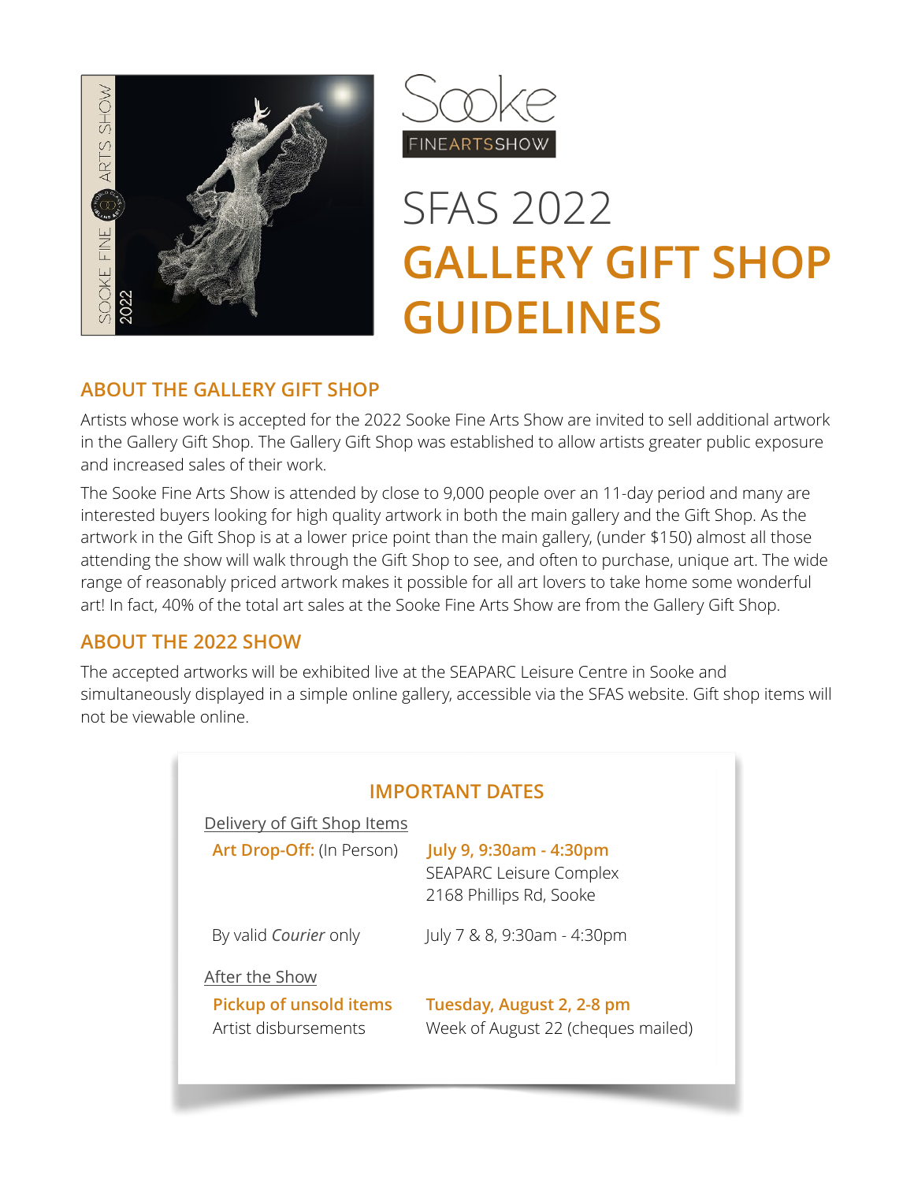Sooke

FINEARTSSHOW

# SFAS 2022

# GALLERY GIFT SHOP GUIDELINES

## ABOUT THE GALLERY GIFT SHOP

Artists whose work is accepted for the 2022 Sooke Fine Arts Show are invited to sell additional artwork in the Gallery Gift Shop. The Gallery Gift Shop was established to allow artists greater public exposure and increased sales of their work.

The Sooke Fine Arts Show is attended by close to 9,000 people over an 11-day period and many are interested buyers looking for high quality artwork in both the main gallery and the Gift Shop. As the artwork in the Gift Shop is at a lower price point than the main gallery, (under $150) almost all those attending the show will walk through the Gift Shop to see, and often to purchase, unique art. The wide range of reasonably priced artwork makes it possible for all art lovers to take home some wonderful art! In fact, 40% of the total art sales at the Sooke Fine Arts Show are from the Gallery Gift Shop.

## ABOUT THE 2022 SHOW

The accepted artworks will be exhibited live at the SEAPARC Leisure Centre in Sooke and simultaneously displayed in a simple online gallery, accessible via the SFAS website. Gift shop items will not be viewable online.

### IMPORTANT DATES

Delivery of Gift Shop Items

| | |
|---|---|
| **Art Drop-Off:** (In Person) | **July 9, 9:30am - 4:30pm**<br>SEAPARC Leisure Complex<br>2168 Phillips Rd, Sooke |
| By valid *Courier* only | July 7 & 8, 9:30am - 4:30pm |

After the Show

| | |
|---|---|
| **Pickup of unsold items** | **Tuesday, August 2, 2-8 pm** |
| Artist disbursements | Week of August 22 (cheques mailed) |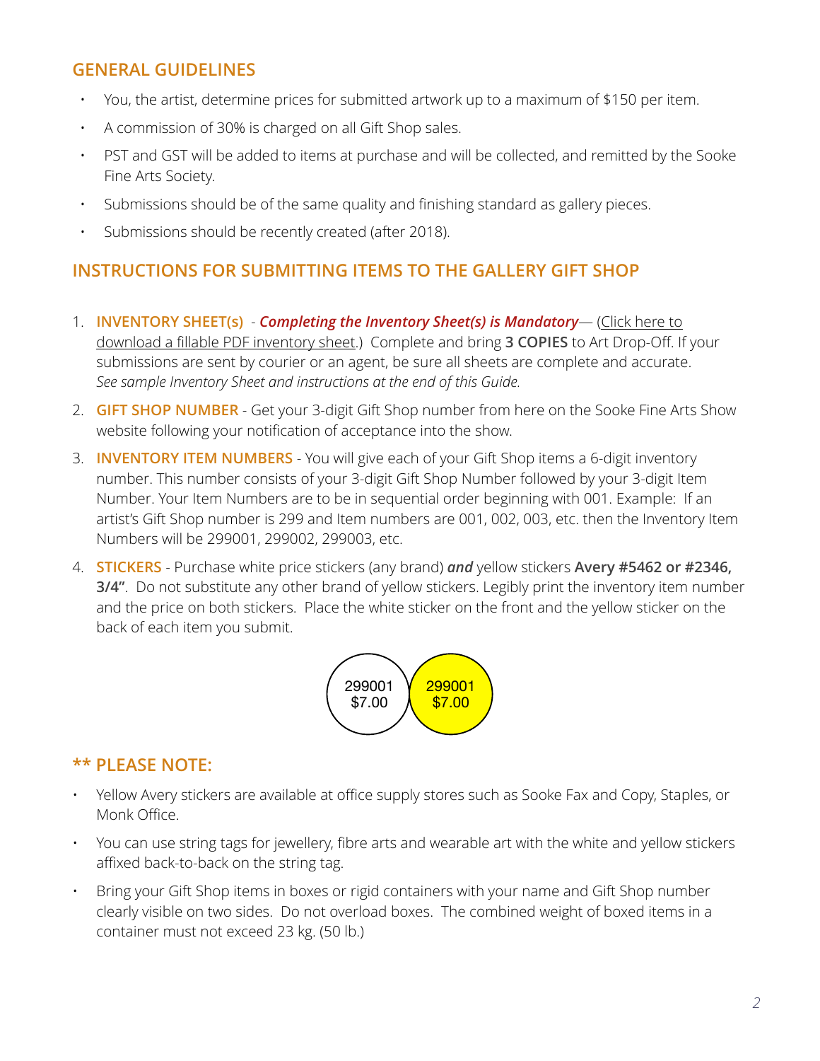## GENERAL GUIDELINES

- You, the artist, determine prices for submitted artwork up to a maximum of $150 per item.
- A commission of 30% is charged on all Gift Shop sales.
- PST and GST will be added to items at purchase and will be collected, and remitted by the Sooke Fine Arts Society.
- Submissions should be of the same quality and finishing standard as gallery pieces.
- Submissions should be recently created (after 2018).

## INSTRUCTIONS FOR SUBMITTING ITEMS TO THE GALLERY GIFT SHOP

1. **INVENTORY SHEET(s)** - ***Completing the Inventory Sheet(s) is Mandatory***— (Click here to download a fillable PDF inventory sheet.) Complete and bring **3 COPIES** to Art Drop-Off. If your submissions are sent by courier or an agent, be sure all sheets are complete and accurate. *See sample Inventory Sheet and instructions at the end of this Guide.*
2. **GIFT SHOP NUMBER** - Get your 3-digit Gift Shop number from here on the Sooke Fine Arts Show website following your notification of acceptance into the show.
3. **INVENTORY ITEM NUMBERS** - You will give each of your Gift Shop items a 6-digit inventory number. This number consists of your 3-digit Gift Shop Number followed by your 3-digit Item Number. Your Item Numbers are to be in sequential order beginning with 001. Example: If an artist's Gift Shop number is 299 and Item numbers are 001, 002, 003, etc. then the Inventory Item Numbers will be 299001, 299002, 299003, etc.
4. **STICKERS** - Purchase white price stickers (any brand) ***and*** yellow stickers **Avery #5462 or #2346, 3/4"**. Do not substitute any other brand of yellow stickers. Legibly print the inventory item number and the price on both stickers. Place the white sticker on the front and the yellow sticker on the back of each item you submit.

299001
$7.00

299001
$7.00

## ** PLEASE NOTE:

- Yellow Avery stickers are available at office supply stores such as Sooke Fax and Copy, Staples, or Monk Office.
- You can use string tags for jewellery, fibre arts and wearable art with the white and yellow stickers affixed back-to-back on the string tag.
- Bring your Gift Shop items in boxes or rigid containers with your name and Gift Shop number clearly visible on two sides. Do not overload boxes. The combined weight of boxed items in a container must not exceed 23 kg. (50 lb.)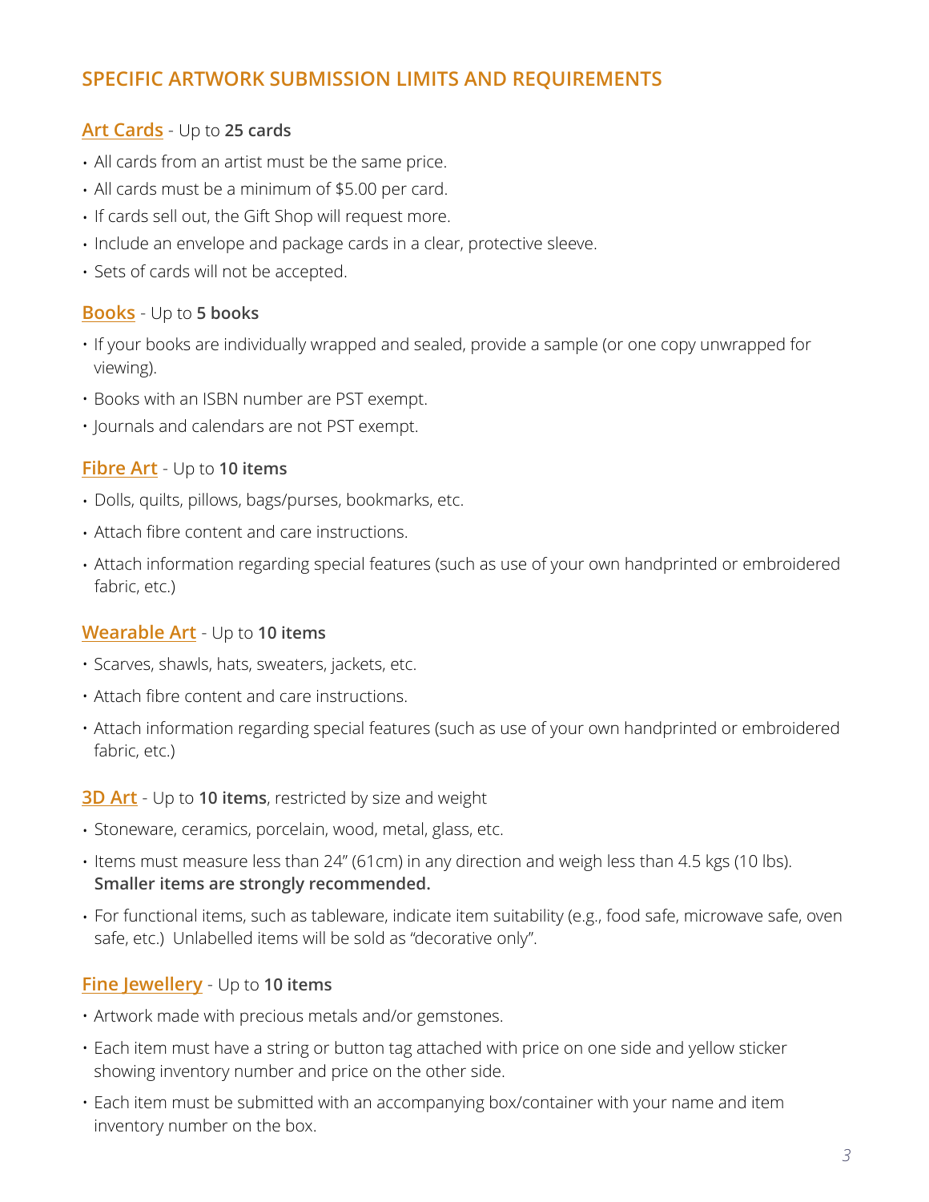## SPECIFIC ARTWORK SUBMISSION LIMITS AND REQUIREMENTS

### Art Cards - Up to **25 cards**

- All cards from an artist must be the same price.
- All cards must be a minimum of $5.00 per card.
- If cards sell out, the Gift Shop will request more.
- Include an envelope and package cards in a clear, protective sleeve.
- Sets of cards will not be accepted.

### Books - Up to **5 books**

- If your books are individually wrapped and sealed, provide a sample (or one copy unwrapped for viewing).
- Books with an ISBN number are PST exempt.
- Journals and calendars are not PST exempt.

### Fibre Art - Up to **10 items**

- Dolls, quilts, pillows, bags/purses, bookmarks, etc.
- Attach fibre content and care instructions.
- Attach information regarding special features (such as use of your own handprinted or embroidered fabric, etc.)

### Wearable Art - Up to **10 items**

- Scarves, shawls, hats, sweaters, jackets, etc.
- Attach fibre content and care instructions.
- Attach information regarding special features (such as use of your own handprinted or embroidered fabric, etc.)

### 3D Art - Up to **10 items**, restricted by size and weight

- Stoneware, ceramics, porcelain, wood, metal, glass, etc.
- Items must measure less than 24" (61cm) in any direction and weigh less than 4.5 kgs (10 lbs). **Smaller items are strongly recommended.**
- For functional items, such as tableware, indicate item suitability (e.g., food safe, microwave safe, oven safe, etc.) Unlabelled items will be sold as "decorative only".

### Fine Jewellery - Up to **10 items**

- Artwork made with precious metals and/or gemstones.
- Each item must have a string or button tag attached with price on one side and yellow sticker showing inventory number and price on the other side.
- Each item must be submitted with an accompanying box/container with your name and item inventory number on the box.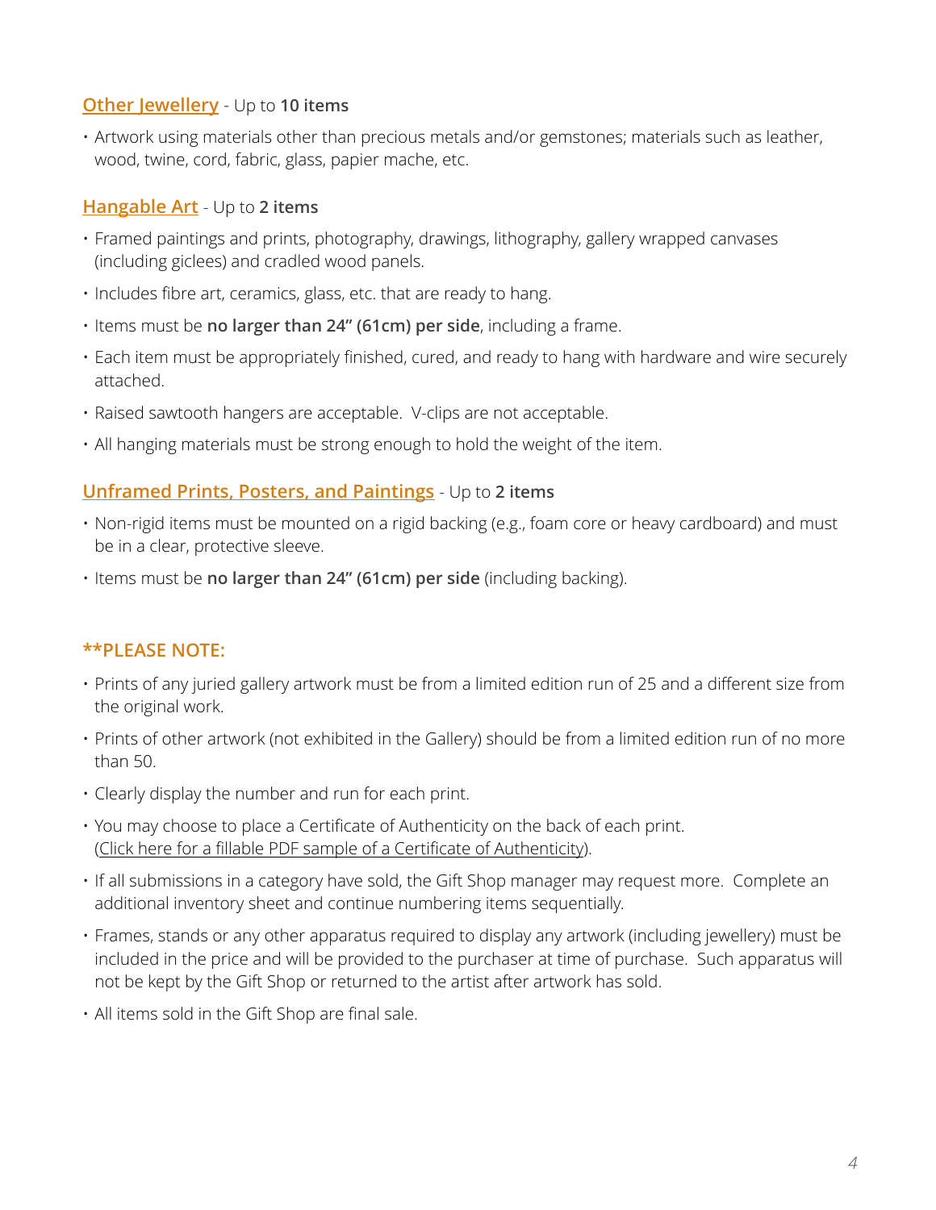### Other Jewellery - Up to **10 items**

- Artwork using materials other than precious metals and/or gemstones; materials such as leather, wood, twine, cord, fabric, glass, papier mache, etc.

### Hangable Art - Up to **2 items**

- Framed paintings and prints, photography, drawings, lithography, gallery wrapped canvases (including giclees) and cradled wood panels.
- Includes fibre art, ceramics, glass, etc. that are ready to hang.
- Items must be **no larger than 24" (61cm) per side**, including a frame.
- Each item must be appropriately finished, cured, and ready to hang with hardware and wire securely attached.
- Raised sawtooth hangers are acceptable. V-clips are not acceptable.
- All hanging materials must be strong enough to hold the weight of the item.

### Unframed Prints, Posters, and Paintings - Up to **2 items**

- Non-rigid items must be mounted on a rigid backing (e.g., foam core or heavy cardboard) and must be in a clear, protective sleeve.
- Items must be **no larger than 24" (61cm) per side** (including backing).

### **PLEASE NOTE:

- Prints of any juried gallery artwork must be from a limited edition run of 25 and a different size from the original work.
- Prints of other artwork (not exhibited in the Gallery) should be from a limited edition run of no more than 50.
- Clearly display the number and run for each print.
- You may choose to place a Certificate of Authenticity on the back of each print. (Click here for a fillable PDF sample of a Certificate of Authenticity).
- If all submissions in a category have sold, the Gift Shop manager may request more. Complete an additional inventory sheet and continue numbering items sequentially.
- Frames, stands or any other apparatus required to display any artwork (including jewellery) must be included in the price and will be provided to the purchaser at time of purchase. Such apparatus will not be kept by the Gift Shop or returned to the artist after artwork has sold.
- All items sold in the Gift Shop are final sale.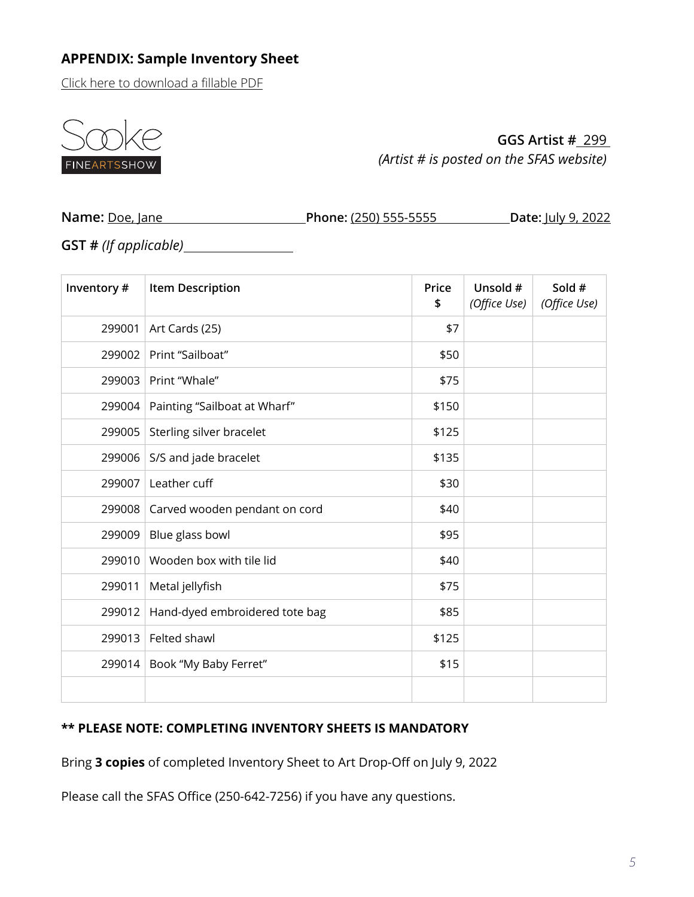## APPENDIX: Sample Inventory Sheet

Click here to download a fillable PDF

Sooke FINEARTSSHOW

**GGS Artist #** 299
*(Artist # is posted on the SFAS website)*

**Name:** Doe, Jane **Phone:** (250) 555-5555 **Date:** July 9, 2022

**GST #** *(If applicable)* ______________

| Inventory # | Item Description | Price $ | Unsold # *(Office Use)* | Sold # *(Office Use)* |
|---|---|---|---|---|
| 299001 | Art Cards (25) | $7 | | |
| 299002 | Print "Sailboat" | $50 | | |
| 299003 | Print "Whale" | $75 | | |
| 299004 | Painting "Sailboat at Wharf" | $150 | | |
| 299005 | Sterling silver bracelet | $125 | | |
| 299006 | S/S and jade bracelet | $135 | | |
| 299007 | Leather cuff | $30 | | |
| 299008 | Carved wooden pendant on cord | $40 | | |
| 299009 | Blue glass bowl | $95 | | |
| 299010 | Wooden box with tile lid | $40 | | |
| 299011 | Metal jellyfish | $75 | | |
| 299012 | Hand-dyed embroidered tote bag | $85 | | |
| 299013 | Felted shawl | $125 | | |
| 299014 | Book "My Baby Ferret" | $15 | | |
| | | | | |

**** PLEASE NOTE: COMPLETING INVENTORY SHEETS IS MANDATORY**

Bring **3 copies** of completed Inventory Sheet to Art Drop-Off on July 9, 2022

Please call the SFAS Office (250-642-7256) if you have any questions.